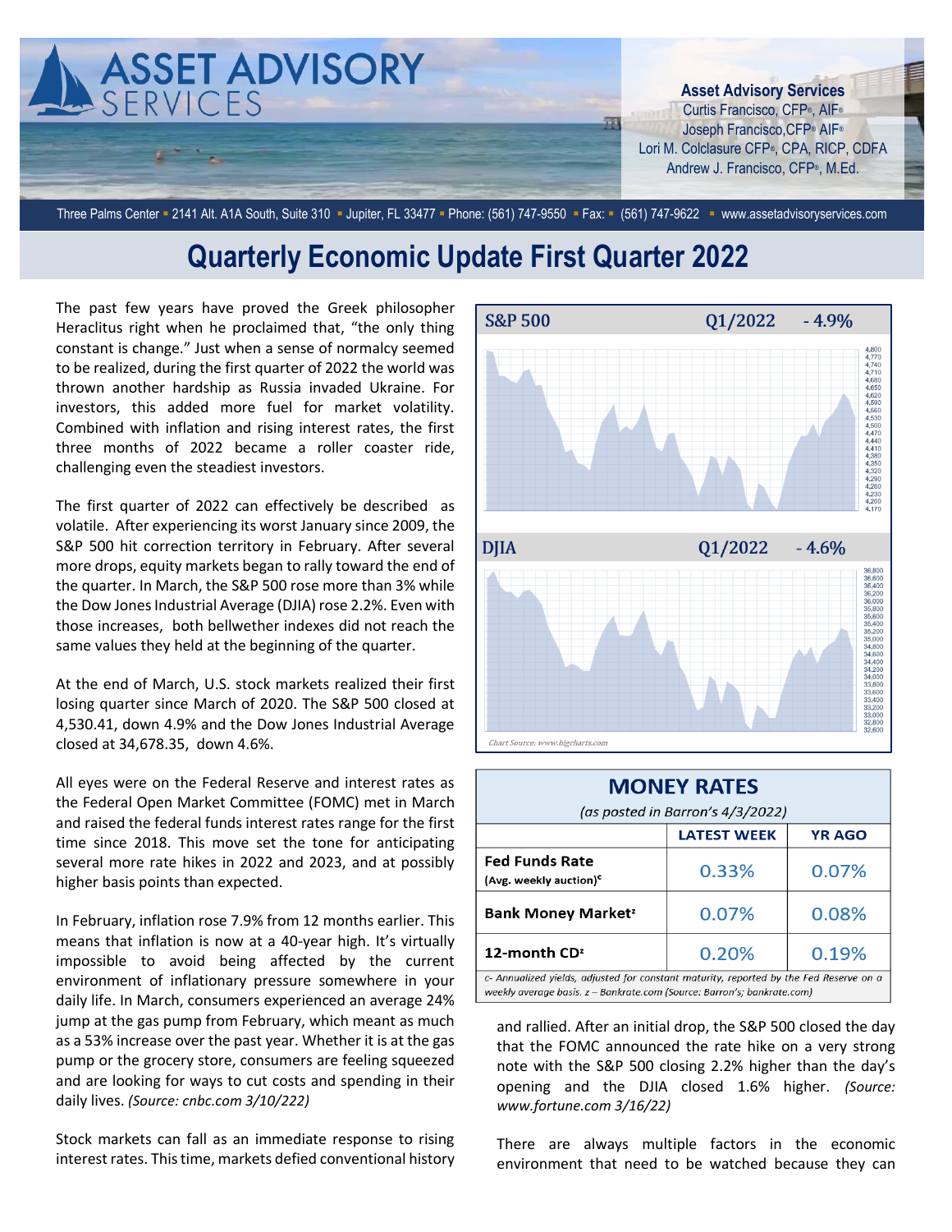# ASSET ADVISORY SERVICES

**Asset Advisory Services**
Curtis Francisco, CFP®, AIF®
Joseph Francisco, CFP® AIF®
Lori M. Colclasure CFP®, CPA, RICP, CDFA
Andrew J. Francisco, CFP®, M.Ed.

Three Palms Center ▪ 2141 Alt. A1A South, Suite 310 ▪ Jupiter, FL 33477 ▪ Phone: (561) 747-9550 ▪ Fax: ▪ (561) 747-9622 ▪ www.assetadvisoryservices.com

# Quarterly Economic Update First Quarter 2022

The past few years have proved the Greek philosopher Heraclitus right when he proclaimed that, "the only thing constant is change." Just when a sense of normalcy seemed to be realized, during the first quarter of 2022 the world was thrown another hardship as Russia invaded Ukraine. For investors, this added more fuel for market volatility. Combined with inflation and rising interest rates, the first three months of 2022 became a roller coaster ride, challenging even the steadiest investors.

The first quarter of 2022 can effectively be described as volatile. After experiencing its worst January since 2009, the S&P 500 hit correction territory in February. After several more drops, equity markets began to rally toward the end of the quarter. In March, the S&P 500 rose more than 3% while the Dow Jones Industrial Average (DJIA) rose 2.2%. Even with those increases, both bellwether indexes did not reach the same values they held at the beginning of the quarter.

At the end of March, U.S. stock markets realized their first losing quarter since March of 2020. The S&P 500 closed at 4,530.41, down 4.9% and the Dow Jones Industrial Average closed at 34,678.35, down 4.6%.

All eyes were on the Federal Reserve and interest rates as the Federal Open Market Committee (FOMC) met in March and raised the federal funds interest rates range for the first time since 2018. This move set the tone for anticipating several more rate hikes in 2022 and 2023, and at possibly higher basis points than expected.

In February, inflation rose 7.9% from 12 months earlier. This means that inflation is now at a 40-year high. It's virtually impossible to avoid being affected by the current environment of inflationary pressure somewhere in your daily life. In March, consumers experienced an average 24% jump at the gas pump from February, which meant as much as a 53% increase over the past year. Whether it is at the gas pump or the grocery store, consumers are feeling squeezed and are looking for ways to cut costs and spending in their daily lives. *(Source: cnbc.com 3/10/222)*

Stock markets can fall as an immediate response to rising interest rates. This time, markets defied conventional history and rallied. After an initial drop, the S&P 500 closed the day that the FOMC announced the rate hike on a very strong note with the S&P 500 closing 2.2% higher than the day's opening and the DJIA closed 1.6% higher. *(Source: www.fortune.com 3/16/22)*

There are always multiple factors in the economic environment that need to be watched because they can

**S&P 500** Q1/2022 - 4.9%

**DJIA** Q1/2022 - 4.6%

*Chart Source: www.bigcharts.com*

## MONEY RATES

*(as posted in Barron's 4/3/2022)*

| | LATEST WEEK | YR AGO |
|---|---|---|
| **Fed Funds Rate** (Avg. weekly auction)[c] | 0.33% | 0.07% |
| **Bank Money Market**[z] | 0.07% | 0.08% |
| **12-month CD**[z] | 0.20% | 0.19% |

*c- Annualized yields, adjusted for constant maturity, reported by the Fed Reserve on a weekly average basis. z – Bankrate.com (Source: Barron's; bankrate.com)*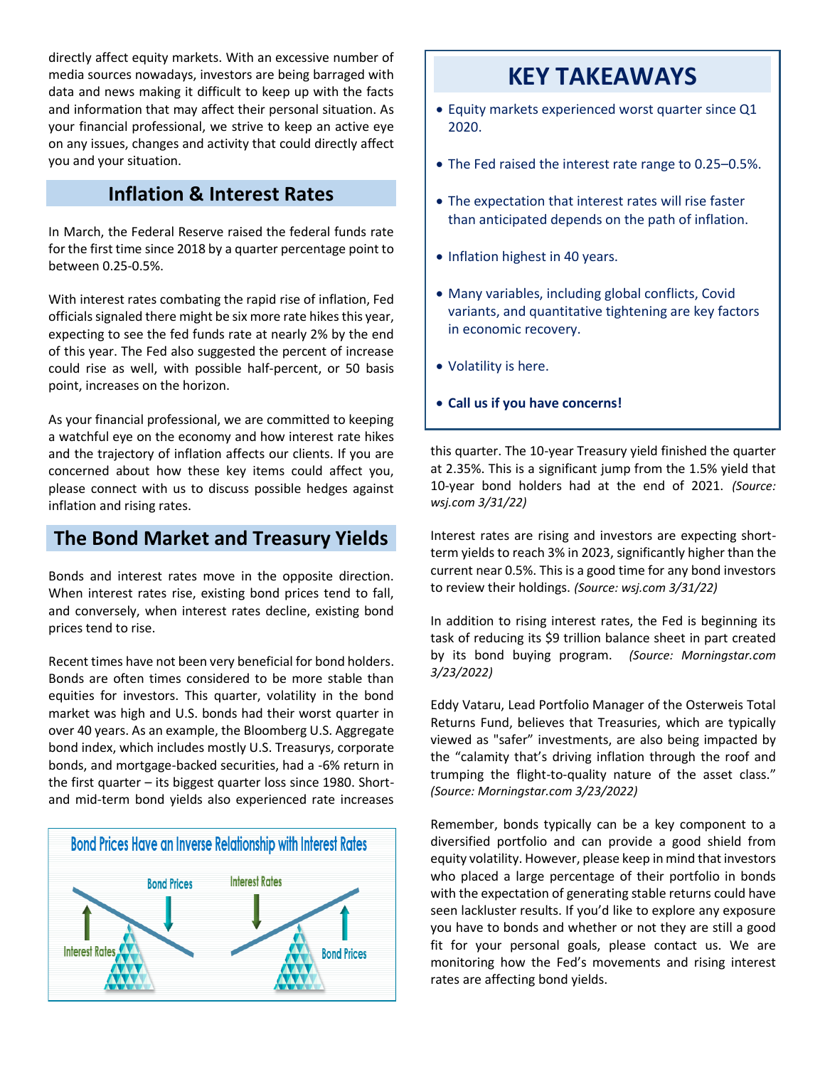directly affect equity markets. With an excessive number of media sources nowadays, investors are being barraged with data and news making it difficult to keep up with the facts and information that may affect their personal situation. As your financial professional, we strive to keep an active eye on any issues, changes and activity that could directly affect you and your situation.

## Inflation & Interest Rates

In March, the Federal Reserve raised the federal funds rate for the first time since 2018 by a quarter percentage point to between 0.25-0.5%.

With interest rates combating the rapid rise of inflation, Fed officials signaled there might be six more rate hikes this year, expecting to see the fed funds rate at nearly 2% by the end of this year. The Fed also suggested the percent of increase could rise as well, with possible half-percent, or 50 basis point, increases on the horizon.

As your financial professional, we are committed to keeping a watchful eye on the economy and how interest rate hikes and the trajectory of inflation affects our clients. If you are concerned about how these key items could affect you, please connect with us to discuss possible hedges against inflation and rising rates.

## The Bond Market and Treasury Yields

Bonds and interest rates move in the opposite direction. When interest rates rise, existing bond prices tend to fall, and conversely, when interest rates decline, existing bond prices tend to rise.

Recent times have not been very beneficial for bond holders. Bonds are often times considered to be more stable than equities for investors. This quarter, volatility in the bond market was high and U.S. bonds had their worst quarter in over 40 years. As an example, the Bloomberg U.S. Aggregate bond index, which includes mostly U.S. Treasurys, corporate bonds, and mortgage-backed securities, had a -6% return in the first quarter – its biggest quarter loss since 1980. Short- and mid-term bond yields also experienced rate increases this quarter. The 10-year Treasury yield finished the quarter at 2.35%. This is a significant jump from the 1.5% yield that 10-year bond holders had at the end of 2021. *(Source: wsj.com 3/31/22)*

**Bond Prices Have an Inverse Relationship with Interest Rates**

Interest rates are rising and investors are expecting short-term yields to reach 3% in 2023, significantly higher than the current near 0.5%. This is a good time for any bond investors to review their holdings. *(Source: wsj.com 3/31/22)*

In addition to rising interest rates, the Fed is beginning its task of reducing its $9 trillion balance sheet in part created by its bond buying program. *(Source: Morningstar.com 3/23/2022)*

Eddy Vataru, Lead Portfolio Manager of the Osterweis Total Returns Fund, believes that Treasuries, which are typically viewed as "safer" investments, are also being impacted by the "calamity that's driving inflation through the roof and trumping the flight-to-quality nature of the asset class." *(Source: Morningstar.com 3/23/2022)*

Remember, bonds typically can be a key component to a diversified portfolio and can provide a good shield from equity volatility. However, please keep in mind that investors who placed a large percentage of their portfolio in bonds with the expectation of generating stable returns could have seen lackluster results. If you'd like to explore any exposure you have to bonds and whether or not they are still a good fit for your personal goals, please contact us. We are monitoring how the Fed's movements and rising interest rates are affecting bond yields.

## KEY TAKEAWAYS

- Equity markets experienced worst quarter since Q1 2020.
- The Fed raised the interest rate range to 0.25–0.5%.
- The expectation that interest rates will rise faster than anticipated depends on the path of inflation.
- Inflation highest in 40 years.
- Many variables, including global conflicts, Covid variants, and quantitative tightening are key factors in economic recovery.
- Volatility is here.
- **Call us if you have concerns!**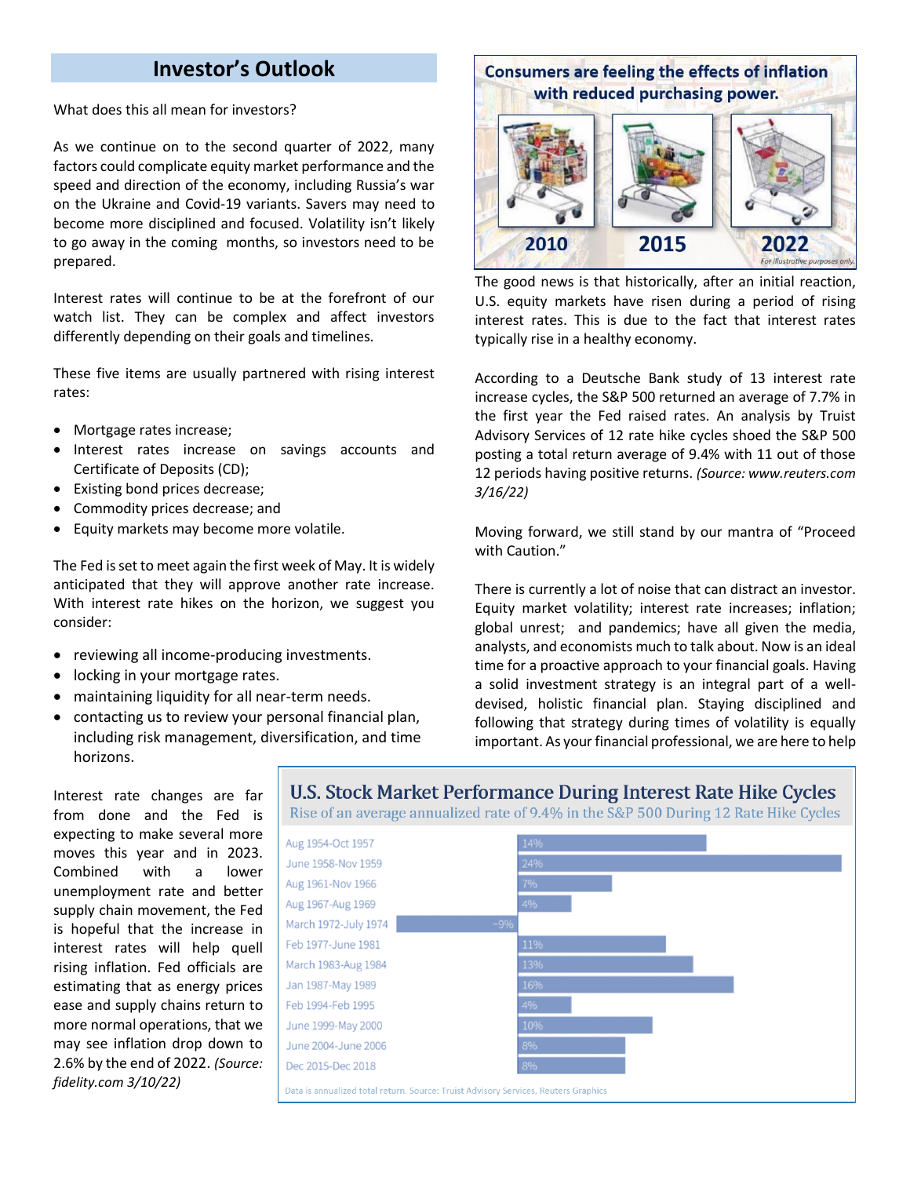## Investor's Outlook

What does this all mean for investors?

As we continue on to the second quarter of 2022, many factors could complicate equity market performance and the speed and direction of the economy, including Russia's war on the Ukraine and Covid-19 variants. Savers may need to become more disciplined and focused. Volatility isn't likely to go away in the coming months, so investors need to be prepared.

Interest rates will continue to be at the forefront of our watch list. They can be complex and affect investors differently depending on their goals and timelines.

These five items are usually partnered with rising interest rates:

- Mortgage rates increase;
- Interest rates increase on savings accounts and Certificate of Deposits (CD);
- Existing bond prices decrease;
- Commodity prices decrease; and
- Equity markets may become more volatile.

The Fed is set to meet again the first week of May. It is widely anticipated that they will approve another rate increase. With interest rate hikes on the horizon, we suggest you consider:

- reviewing all income-producing investments.
- locking in your mortgage rates.
- maintaining liquidity for all near-term needs.
- contacting us to review your personal financial plan, including risk management, diversification, and time horizons.

Interest rate changes are far from done and the Fed is expecting to make several more moves this year and in 2023. Combined with a lower unemployment rate and better supply chain movement, the Fed is hopeful that the increase in interest rates will help quell rising inflation. Fed officials are estimating that as energy prices ease and supply chains return to more normal operations, that we may see inflation drop down to 2.6% by the end of 2022. *(Source: fidelity.com 3/10/22)*

**Consumers are feeling the effects of inflation with reduced purchasing power.**

2010 | 2015 | 2022

*For illustrative purposes only.*

The good news is that historically, after an initial reaction, U.S. equity markets have risen during a period of rising interest rates. This is due to the fact that interest rates typically rise in a healthy economy.

According to a Deutsche Bank study of 13 interest rate increase cycles, the S&P 500 returned an average of 7.7% in the first year the Fed raised rates. An analysis by Truist Advisory Services of 12 rate hike cycles shoed the S&P 500 posting a total return average of 9.4% with 11 out of those 12 periods having positive returns. *(Source: www.reuters.com 3/16/22)*

Moving forward, we still stand by our mantra of "Proceed with Caution."

There is currently a lot of noise that can distract an investor. Equity market volatility; interest rate increases; inflation; global unrest; and pandemics; have all given the media, analysts, and economists much to talk about. Now is an ideal time for a proactive approach to your financial goals. Having a solid investment strategy is an integral part of a well-devised, holistic financial plan. Staying disciplined and following that strategy during times of volatility is equally important. As your financial professional, we are here to help

### U.S. Stock Market Performance During Interest Rate Hike Cycles

Rise of an average annualized rate of 9.4% in the S&P 500 During 12 Rate Hike Cycles

| Period | Return |
|---|---|
| Aug 1954-Oct 1957 | 14% |
| June 1958-Nov 1959 | 24% |
| Aug 1961-Nov 1966 | 7% |
| Aug 1967-Aug 1969 | 4% |
| March 1972-July 1974 | -9% |
| Feb 1977-June 1981 | 11% |
| March 1983-Aug 1984 | 13% |
| Jan 1987-May 1989 | 16% |
| Feb 1994-Feb 1995 | 4% |
| June 1999-May 2000 | 10% |
| June 2004-June 2006 | 8% |
| Dec 2015-Dec 2018 | 8% |

Data is annualized total return. Source: Truist Advisory Services, Reuters Graphics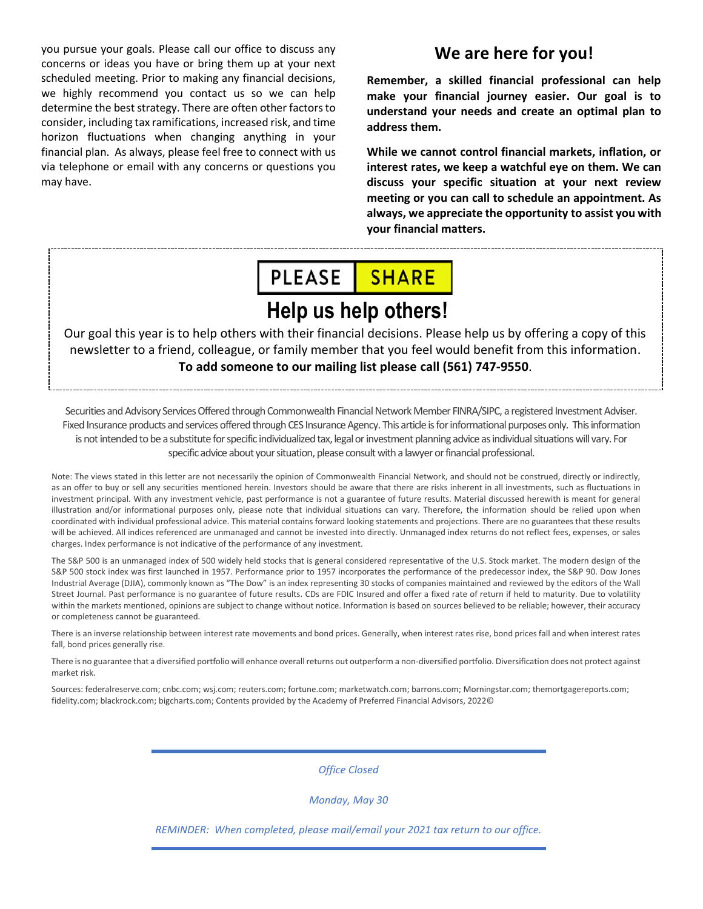you pursue your goals. Please call our office to discuss any concerns or ideas you have or bring them up at your next scheduled meeting. Prior to making any financial decisions, we highly recommend you contact us so we can help determine the best strategy. There are often other factors to consider, including tax ramifications, increased risk, and time horizon fluctuations when changing anything in your financial plan. As always, please feel free to connect with us via telephone or email with any concerns or questions you may have.

## We are here for you!

**Remember, a skilled financial professional can help make your financial journey easier. Our goal is to understand your needs and create an optimal plan to address them.**

**While we cannot control financial markets, inflation, or interest rates, we keep a watchful eye on them. We can discuss your specific situation at your next review meeting or you can call to schedule an appointment. As always, we appreciate the opportunity to assist you with your financial matters.**

PLEASE SHARE

## Help us help others!

Our goal this year is to help others with their financial decisions. Please help us by offering a copy of this newsletter to a friend, colleague, or family member that you feel would benefit from this information. **To add someone to our mailing list please call (561) 747-9550**.

Securities and Advisory Services Offered through Commonwealth Financial Network Member FINRA/SIPC, a registered Investment Adviser. Fixed Insurance products and services offered through CES Insurance Agency. This article is for informational purposes only. This information is not intended to be a substitute for specific individualized tax, legal or investment planning advice as individual situations will vary. For specific advice about your situation, please consult with a lawyer or financial professional.

Note: The views stated in this letter are not necessarily the opinion of Commonwealth Financial Network, and should not be construed, directly or indirectly, as an offer to buy or sell any securities mentioned herein. Investors should be aware that there are risks inherent in all investments, such as fluctuations in investment principal. With any investment vehicle, past performance is not a guarantee of future results. Material discussed herewith is meant for general illustration and/or informational purposes only, please note that individual situations can vary. Therefore, the information should be relied upon when coordinated with individual professional advice. This material contains forward looking statements and projections. There are no guarantees that these results will be achieved. All indices referenced are unmanaged and cannot be invested into directly. Unmanaged index returns do not reflect fees, expenses, or sales charges. Index performance is not indicative of the performance of any investment.

The S&P 500 is an unmanaged index of 500 widely held stocks that is general considered representative of the U.S. Stock market. The modern design of the S&P 500 stock index was first launched in 1957. Performance prior to 1957 incorporates the performance of the predecessor index, the S&P 90. Dow Jones Industrial Average (DJIA), commonly known as "The Dow" is an index representing 30 stocks of companies maintained and reviewed by the editors of the Wall Street Journal. Past performance is no guarantee of future results. CDs are FDIC Insured and offer a fixed rate of return if held to maturity. Due to volatility within the markets mentioned, opinions are subject to change without notice. Information is based on sources believed to be reliable; however, their accuracy or completeness cannot be guaranteed.

There is an inverse relationship between interest rate movements and bond prices. Generally, when interest rates rise, bond prices fall and when interest rates fall, bond prices generally rise.

There is no guarantee that a diversified portfolio will enhance overall returns out outperform a non-diversified portfolio. Diversification does not protect against market risk.

Sources: federalreserve.com; cnbc.com; wsj.com; reuters.com; fortune.com; marketwatch.com; barrons.com; Morningstar.com; themortgagereports.com; fidelity.com; blackrock.com; bigcharts.com; Contents provided by the Academy of Preferred Financial Advisors, 2022©

*Office Closed*

*Monday, May 30*

*REMINDER: When completed, please mail/email your 2021 tax return to our office.*